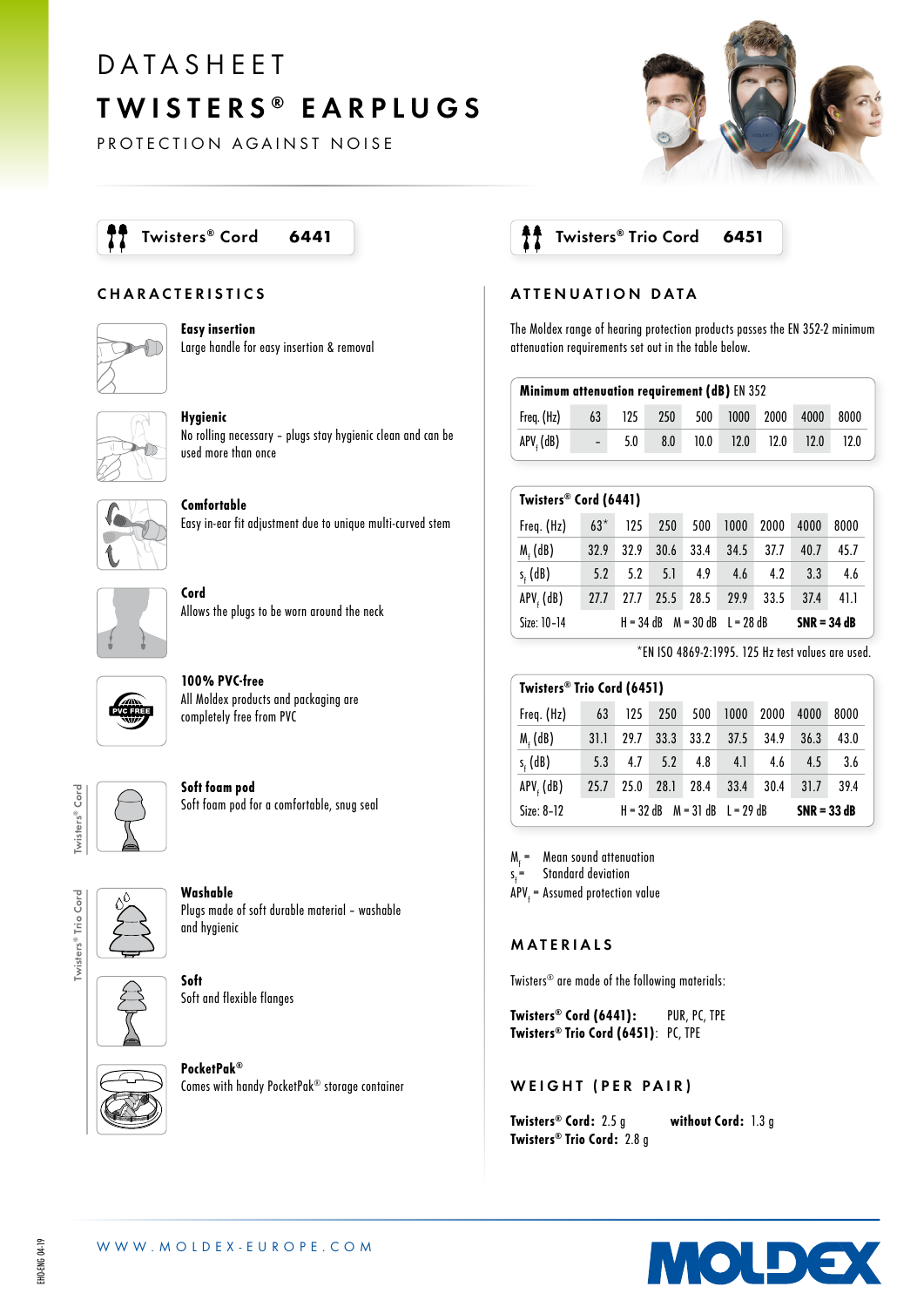# DATASHEET

# TWISTERS® EARPLUGS

PROTECTION AGAINST NOISE

**Twisters® Cord 6441**

**Twisters® Trio Cord 6451**

## CHARACTERISTICS

**Easy insertion**
Large handle for easy insertion & removal

**Hygienic**
No rolling necessary – plugs stay hygienic clean and can be used more than once

**Comfortable**
Easy in-ear fit adjustment due to unique multi-curved stem

**Cord**
Allows the plugs to be worn around the neck

**100% PVC-free**
All Moldex products and packaging are completely free from PVC

*Twisters® Cord*

**Soft foam pod**
Soft foam pod for a comfortable, snug seal

*Twisters® Trio Cord*

**Washable**
Plugs made of soft durable material – washable and hygienic

**Soft**
Soft and flexible flanges

**PocketPak®**
Comes with handy PocketPak® storage container

## ATTENUATION DATA

The Moldex range of hearing protection products passes the EN 352-2 minimum attenuation requirements set out in the table below.

**Minimum attenuation requirement (dB)** EN 352

| Freq. (Hz) | 63 | 125 | 250 | 500 | 1000 | 2000 | 4000 | 8000 |
|---|---|---|---|---|---|---|---|---|
| $APV_f$ (dB) | - | 5.0 | 8.0 | 10.0 | 12.0 | 12.0 | 12.0 | 12.0 |

**Twisters® Cord (6441)**

| Freq. (Hz) | 63* | 125 | 250 | 500 | 1000 | 2000 | 4000 | 8000 |
|---|---|---|---|---|---|---|---|---|
| $M_f$ (dB) | 32.9 | 32.9 | 30.6 | 33.4 | 34.5 | 37.7 | 40.7 | 45.7 |
| $s_f$ (dB) | 5.2 | 5.2 | 5.1 | 4.9 | 4.6 | 4.2 | 3.3 | 4.6 |
| $APV_f$ (dB) | 27.7 | 27.7 | 25.5 | 28.5 | 29.9 | 33.5 | 37.4 | 41.1 |
| Size: 10-14 | | H = 34 dB | M = 30 dB | L = 28 dB | | **SNR = 34 dB** | | |

*EN ISO 4869-2:1995. 125 Hz test values are used.

**Twisters® Trio Cord (6451)**

| Freq. (Hz) | 63 | 125 | 250 | 500 | 1000 | 2000 | 4000 | 8000 |
|---|---|---|---|---|---|---|---|---|
| $M_f$ (dB) | 31.1 | 29.7 | 33.3 | 33.2 | 37.5 | 34.9 | 36.3 | 43.0 |
| $s_f$ (dB) | 5.3 | 4.7 | 5.2 | 4.8 | 4.1 | 4.6 | 4.5 | 3.6 |
| $APV_f$ (dB) | 25.7 | 25.0 | 28.1 | 28.4 | 33.4 | 30.4 | 31.7 | 39.4 |
| Size: 8-12 | | H = 32 dB | M = 31 dB | L = 29 dB | | **SNR = 33 dB** | | |

$M_f$ = Mean sound attenuation
$s_f$ = Standard deviation
$APV_f$ = Assumed protection value

## MATERIALS

Twisters® are made of the following materials:

**Twisters® Cord (6441):** PUR, PC, TPE
**Twisters® Trio Cord (6451):** PC, TPE

## WEIGHT (PER PAIR)

**Twisters® Cord:** 2.5 g **without Cord:** 1.3 g
**Twisters® Trio Cord:** 2.8 g

WWW.MOLDEX-EUROPE.COM

EHO-ENG 04-19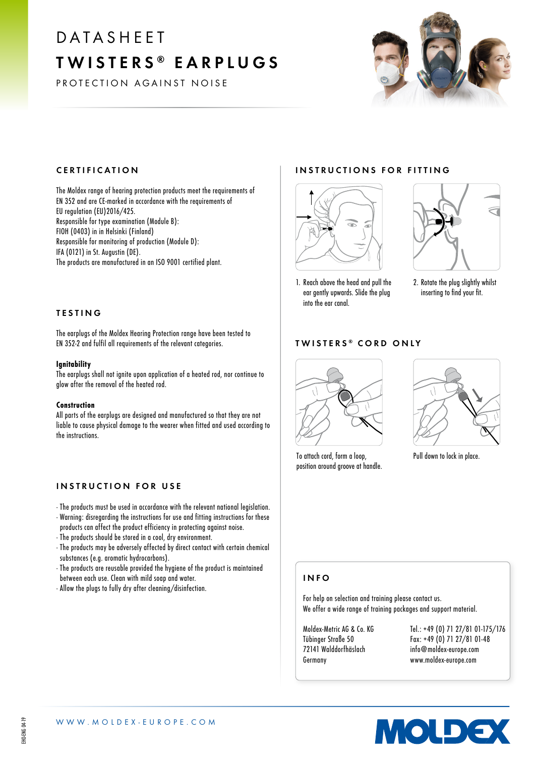# DATASHEET

# TWISTERS® EARPLUGS

PROTECTION AGAINST NOISE

## CERTIFICATION

The Moldex range of hearing protection products meet the requirements of EN 352 and are CE-marked in accordance with the requirements of EU regulation (EU)2016/425.
Responsible for type examination (Module B):
FIOH (0403) in in Helsinki (Finland)
Responsible for monitoring of production (Module D):
IFA (0121) in St. Augustin (DE).
The products are manufactured in an ISO 9001 certified plant.

## TESTING

The earplugs of the Moldex Hearing Protection range have been tested to EN 352-2 and fulfil all requirements of the relevant categories.

**Ignitability**
The earplugs shall not ignite upon application of a heated rod, nor continue to glow after the removal of the heated rod.

**Construction**
All parts of the earplugs are designed and manufactured so that they are not liable to cause physical damage to the wearer when fitted and used according to the instructions.

## INSTRUCTION FOR USE

- The products must be used in accordance with the relevant national legislation.
- Warning: disregarding the instructions for use and fitting instructions for these products can affect the product efficiency in protecting against noise.
- The products should be stored in a cool, dry environment.
- The products may be adversely affected by direct contact with certain chemical substances (e.g. aromatic hydrocarbons).
- The products are reusable provided the hygiene of the product is maintained between each use. Clean with mild soap and water.
- Allow the plugs to fully dry after cleaning/disinfection.

## INSTRUCTIONS FOR FITTING

1. Reach above the head and pull the ear gently upwards. Slide the plug into the ear canal.
2. Rotate the plug slightly whilst inserting to find your fit.

## TWISTERS® CORD ONLY

To attach cord, form a loop, position around groove at handle.

Pull down to lock in place.

## INFO

For help on selection and training please contact us.
We offer a wide range of training packages and support material.

Moldex-Metric AG & Co. KG
Tübinger Straße 50
72141 Walddorfhäslach
Germany

Tel.: +49 (0) 71 27/81 01-175/176
Fax: +49 (0) 71 27/81 01-48
info@moldex-europe.com
www.moldex-europe.com

WWW.MOLDEX-EUROPE.COM

EHO-ENG 04-19